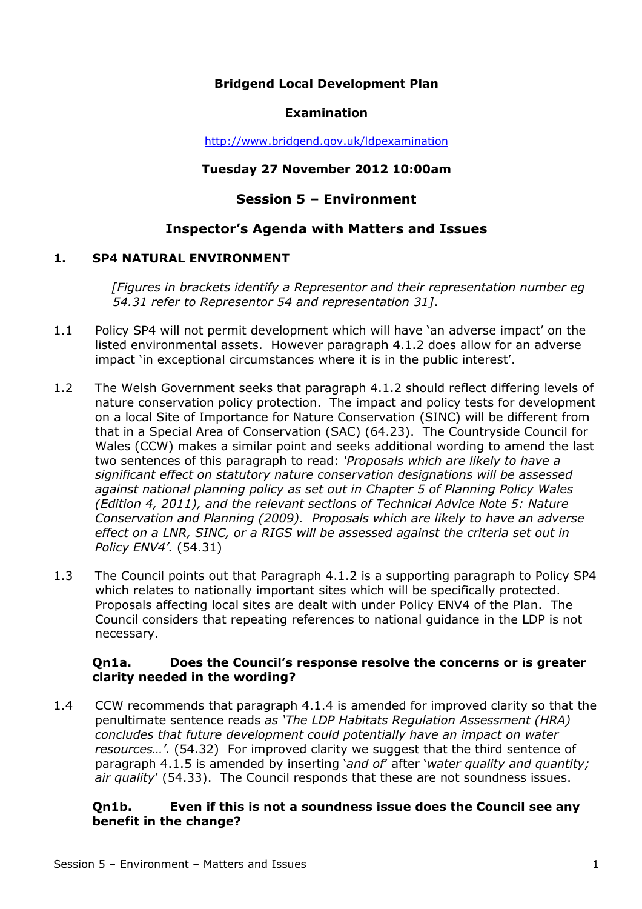**Bridgend Local Development Plan**

**Examination**

http://www.bridgend.gov.uk/ldpexamination

**Tuesday 27 November 2012 10:00am**

## Session 5 – Environment

## Inspector's Agenda with Matters and Issues

### 1. SP4 NATURAL ENVIRONMENT

*[Figures in brackets identify a Representor and their representation number eg 54.31 refer to Representor 54 and representation 31]*.

1.1 Policy SP4 will not permit development which will have 'an adverse impact' on the listed environmental assets. However paragraph 4.1.2 does allow for an adverse impact 'in exceptional circumstances where it is in the public interest'.

1.2 The Welsh Government seeks that paragraph 4.1.2 should reflect differing levels of nature conservation policy protection. The impact and policy tests for development on a local Site of Importance for Nature Conservation (SINC) will be different from that in a Special Area of Conservation (SAC) (64.23). The Countryside Council for Wales (CCW) makes a similar point and seeks additional wording to amend the last two sentences of this paragraph to read: *'Proposals which are likely to have a significant effect on statutory nature conservation designations will be assessed against national planning policy as set out in Chapter 5 of Planning Policy Wales (Edition 4, 2011), and the relevant sections of Technical Advice Note 5: Nature Conservation and Planning (2009). Proposals which are likely to have an adverse effect on a LNR, SINC, or a RIGS will be assessed against the criteria set out in Policy ENV4'.* (54.31)

1.3 The Council points out that Paragraph 4.1.2 is a supporting paragraph to Policy SP4 which relates to nationally important sites which will be specifically protected. Proposals affecting local sites are dealt with under Policy ENV4 of the Plan. The Council considers that repeating references to national guidance in the LDP is not necessary.

**Qn1a. Does the Council's response resolve the concerns or is greater clarity needed in the wording?**

1.4 CCW recommends that paragraph 4.1.4 is amended for improved clarity so that the penultimate sentence reads as *'The LDP Habitats Regulation Assessment (HRA) concludes that future development could potentially have an impact on water resources…'*. (54.32) For improved clarity we suggest that the third sentence of paragraph 4.1.5 is amended by inserting '*and of*' after '*water quality and quantity; air quality*' (54.33). The Council responds that these are not soundness issues.

**Qn1b. Even if this is not a soundness issue does the Council see any benefit in the change?**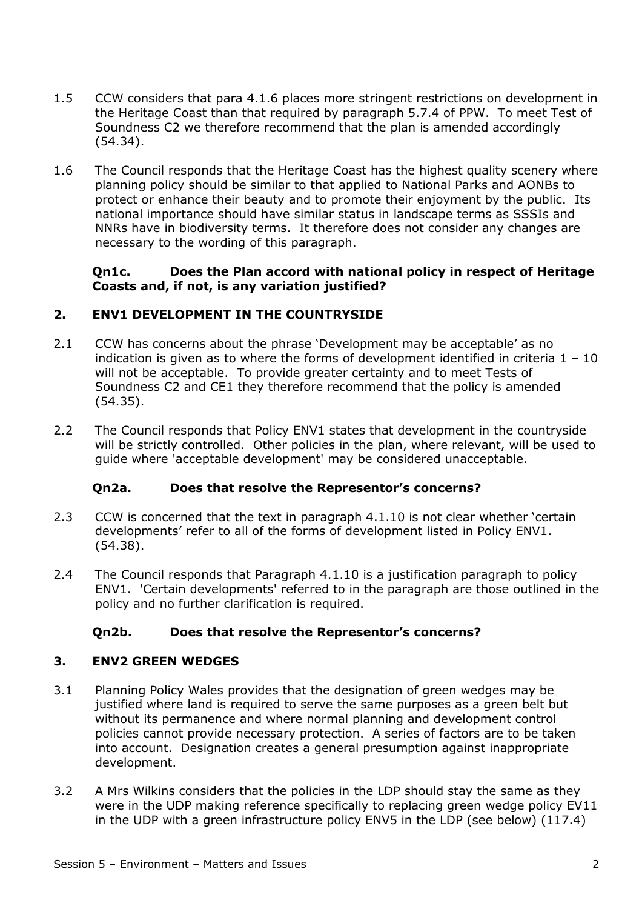1.5 CCW considers that para 4.1.6 places more stringent restrictions on development in the Heritage Coast than that required by paragraph 5.7.4 of PPW. To meet Test of Soundness C2 we therefore recommend that the plan is amended accordingly (54.34).

1.6 The Council responds that the Heritage Coast has the highest quality scenery where planning policy should be similar to that applied to National Parks and AONBs to protect or enhance their beauty and to promote their enjoyment by the public. Its national importance should have similar status in landscape terms as SSSIs and NNRs have in biodiversity terms. It therefore does not consider any changes are necessary to the wording of this paragraph.

**Qn1c. Does the Plan accord with national policy in respect of Heritage Coasts and, if not, is any variation justified?**

## 2. ENV1 DEVELOPMENT IN THE COUNTRYSIDE

2.1 CCW has concerns about the phrase 'Development may be acceptable' as no indication is given as to where the forms of development identified in criteria 1 – 10 will not be acceptable. To provide greater certainty and to meet Tests of Soundness C2 and CE1 they therefore recommend that the policy is amended (54.35).

2.2 The Council responds that Policy ENV1 states that development in the countryside will be strictly controlled. Other policies in the plan, where relevant, will be used to guide where 'acceptable development' may be considered unacceptable.

**Qn2a. Does that resolve the Representor's concerns?**

2.3 CCW is concerned that the text in paragraph 4.1.10 is not clear whether 'certain developments' refer to all of the forms of development listed in Policy ENV1. (54.38).

2.4 The Council responds that Paragraph 4.1.10 is a justification paragraph to policy ENV1. 'Certain developments' referred to in the paragraph are those outlined in the policy and no further clarification is required.

**Qn2b. Does that resolve the Representor's concerns?**

## 3. ENV2 GREEN WEDGES

3.1 Planning Policy Wales provides that the designation of green wedges may be justified where land is required to serve the same purposes as a green belt but without its permanence and where normal planning and development control policies cannot provide necessary protection. A series of factors are to be taken into account. Designation creates a general presumption against inappropriate development.

3.2 A Mrs Wilkins considers that the policies in the LDP should stay the same as they were in the UDP making reference specifically to replacing green wedge policy EV11 in the UDP with a green infrastructure policy ENV5 in the LDP (see below) (117.4)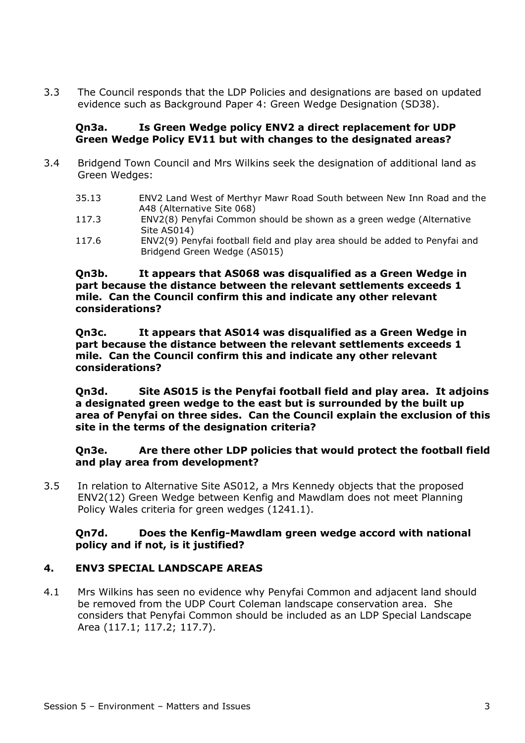3.3 The Council responds that the LDP Policies and designations are based on updated evidence such as Background Paper 4: Green Wedge Designation (SD38).

**Qn3a. Is Green Wedge policy ENV2 a direct replacement for UDP Green Wedge Policy EV11 but with changes to the designated areas?**

3.4 Bridgend Town Council and Mrs Wilkins seek the designation of additional land as Green Wedges:

| | |
|---|---|
| 35.13 | ENV2 Land West of Merthyr Mawr Road South between New Inn Road and the A48 (Alternative Site 068) |
| 117.3 | ENV2(8) Penyfai Common should be shown as a green wedge (Alternative Site AS014) |
| 117.6 | ENV2(9) Penyfai football field and play area should be added to Penyfai and Bridgend Green Wedge (AS015) |

**Qn3b. It appears that AS068 was disqualified as a Green Wedge in part because the distance between the relevant settlements exceeds 1 mile. Can the Council confirm this and indicate any other relevant considerations?**

**Qn3c. It appears that AS014 was disqualified as a Green Wedge in part because the distance between the relevant settlements exceeds 1 mile. Can the Council confirm this and indicate any other relevant considerations?**

**Qn3d. Site AS015 is the Penyfai football field and play area. It adjoins a designated green wedge to the east but is surrounded by the built up area of Penyfai on three sides. Can the Council explain the exclusion of this site in the terms of the designation criteria?**

**Qn3e. Are there other LDP policies that would protect the football field and play area from development?**

3.5 In relation to Alternative Site AS012, a Mrs Kennedy objects that the proposed ENV2(12) Green Wedge between Kenfig and Mawdlam does not meet Planning Policy Wales criteria for green wedges (1241.1).

**Qn7d. Does the Kenfig-Mawdlam green wedge accord with national policy and if not, is it justified?**

## 4. ENV3 SPECIAL LANDSCAPE AREAS

4.1 Mrs Wilkins has seen no evidence why Penyfai Common and adjacent land should be removed from the UDP Court Coleman landscape conservation area. She considers that Penyfai Common should be included as an LDP Special Landscape Area (117.1; 117.2; 117.7).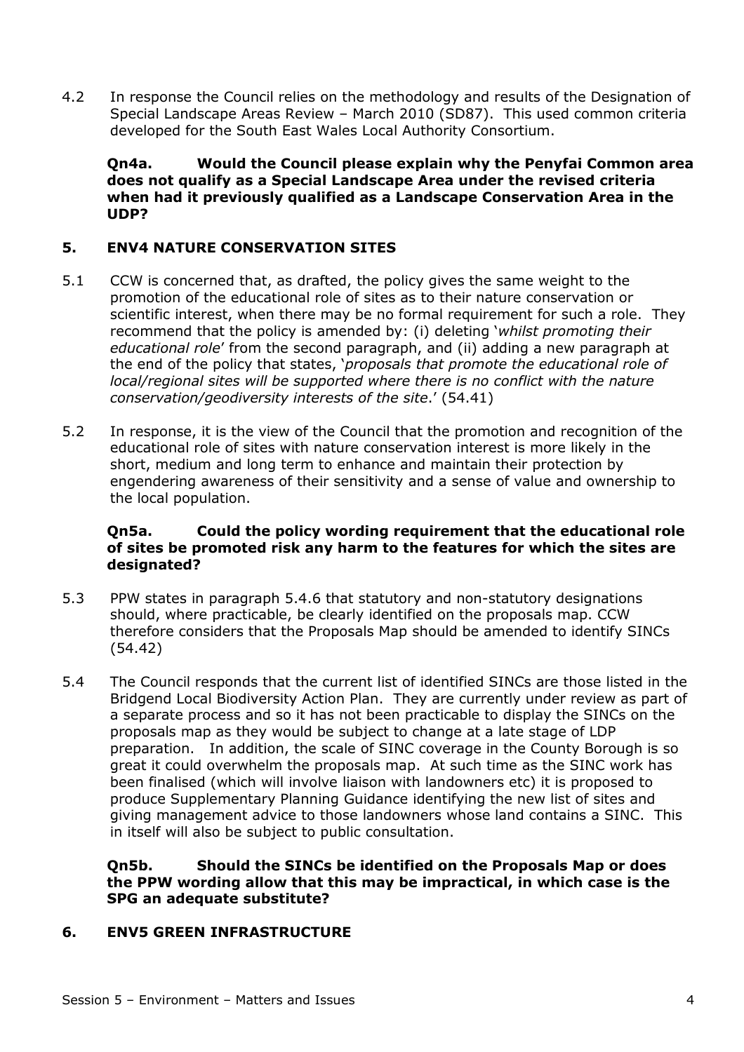4.2 In response the Council relies on the methodology and results of the Designation of Special Landscape Areas Review – March 2010 (SD87). This used common criteria developed for the South East Wales Local Authority Consortium.

**Qn4a. Would the Council please explain why the Penyfai Common area does not qualify as a Special Landscape Area under the revised criteria when had it previously qualified as a Landscape Conservation Area in the UDP?**

## 5. ENV4 NATURE CONSERVATION SITES

5.1 CCW is concerned that, as drafted, the policy gives the same weight to the promotion of the educational role of sites as to their nature conservation or scientific interest, when there may be no formal requirement for such a role. They recommend that the policy is amended by: (i) deleting '*whilst promoting their educational role*' from the second paragraph, and (ii) adding a new paragraph at the end of the policy that states, '*proposals that promote the educational role of local/regional sites will be supported where there is no conflict with the nature conservation/geodiversity interests of the site*.' (54.41)

5.2 In response, it is the view of the Council that the promotion and recognition of the educational role of sites with nature conservation interest is more likely in the short, medium and long term to enhance and maintain their protection by engendering awareness of their sensitivity and a sense of value and ownership to the local population.

**Qn5a. Could the policy wording requirement that the educational role of sites be promoted risk any harm to the features for which the sites are designated?**

5.3 PPW states in paragraph 5.4.6 that statutory and non-statutory designations should, where practicable, be clearly identified on the proposals map. CCW therefore considers that the Proposals Map should be amended to identify SINCs (54.42)

5.4 The Council responds that the current list of identified SINCs are those listed in the Bridgend Local Biodiversity Action Plan. They are currently under review as part of a separate process and so it has not been practicable to display the SINCs on the proposals map as they would be subject to change at a late stage of LDP preparation. In addition, the scale of SINC coverage in the County Borough is so great it could overwhelm the proposals map. At such time as the SINC work has been finalised (which will involve liaison with landowners etc) it is proposed to produce Supplementary Planning Guidance identifying the new list of sites and giving management advice to those landowners whose land contains a SINC. This in itself will also be subject to public consultation.

**Qn5b. Should the SINCs be identified on the Proposals Map or does the PPW wording allow that this may be impractical, in which case is the SPG an adequate substitute?**

## 6. ENV5 GREEN INFRASTRUCTURE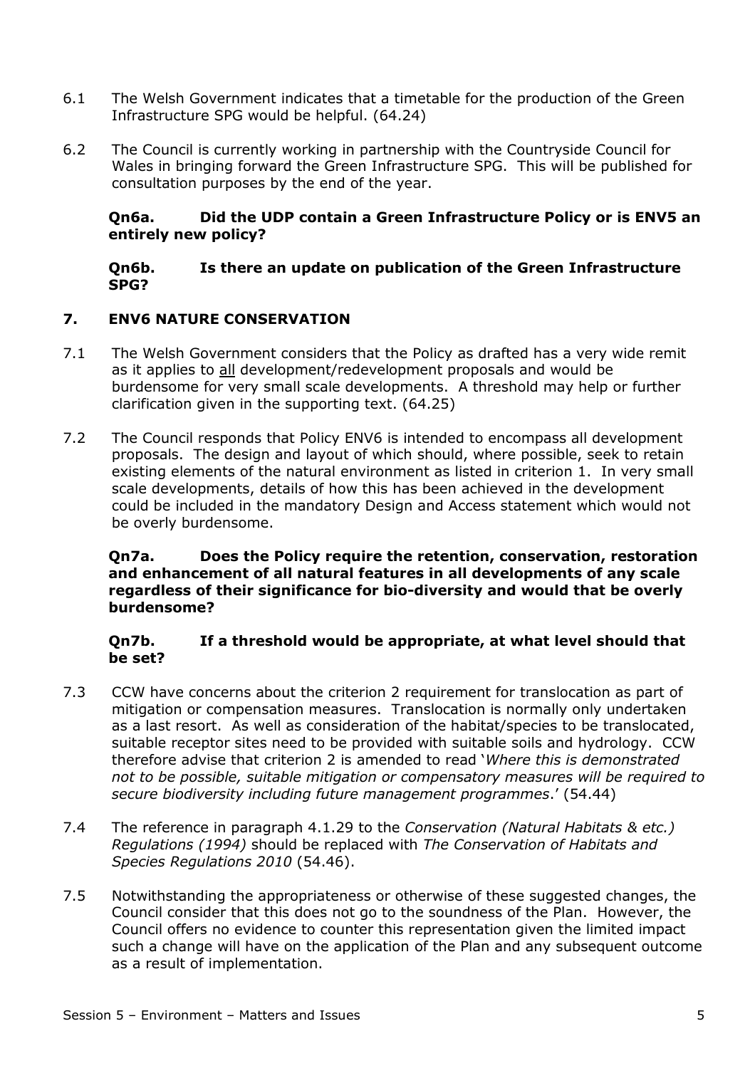6.1 The Welsh Government indicates that a timetable for the production of the Green Infrastructure SPG would be helpful. (64.24)

6.2 The Council is currently working in partnership with the Countryside Council for Wales in bringing forward the Green Infrastructure SPG. This will be published for consultation purposes by the end of the year.

**Qn6a. Did the UDP contain a Green Infrastructure Policy or is ENV5 an entirely new policy?**

**Qn6b. Is there an update on publication of the Green Infrastructure SPG?**

## 7. ENV6 NATURE CONSERVATION

7.1 The Welsh Government considers that the Policy as drafted has a very wide remit as it applies to <u>all</u> development/redevelopment proposals and would be burdensome for very small scale developments. A threshold may help or further clarification given in the supporting text. (64.25)

7.2 The Council responds that Policy ENV6 is intended to encompass all development proposals. The design and layout of which should, where possible, seek to retain existing elements of the natural environment as listed in criterion 1. In very small scale developments, details of how this has been achieved in the development could be included in the mandatory Design and Access statement which would not be overly burdensome.

**Qn7a. Does the Policy require the retention, conservation, restoration and enhancement of all natural features in all developments of any scale regardless of their significance for bio-diversity and would that be overly burdensome?**

**Qn7b. If a threshold would be appropriate, at what level should that be set?**

7.3 CCW have concerns about the criterion 2 requirement for translocation as part of mitigation or compensation measures. Translocation is normally only undertaken as a last resort. As well as consideration of the habitat/species to be translocated, suitable receptor sites need to be provided with suitable soils and hydrology. CCW therefore advise that criterion 2 is amended to read '*Where this is demonstrated not to be possible, suitable mitigation or compensatory measures will be required to secure biodiversity including future management programmes*.' (54.44)

7.4 The reference in paragraph 4.1.29 to the *Conservation (Natural Habitats & etc.) Regulations (1994)* should be replaced with *The Conservation of Habitats and Species Regulations 2010* (54.46).

7.5 Notwithstanding the appropriateness or otherwise of these suggested changes, the Council consider that this does not go to the soundness of the Plan. However, the Council offers no evidence to counter this representation given the limited impact such a change will have on the application of the Plan and any subsequent outcome as a result of implementation.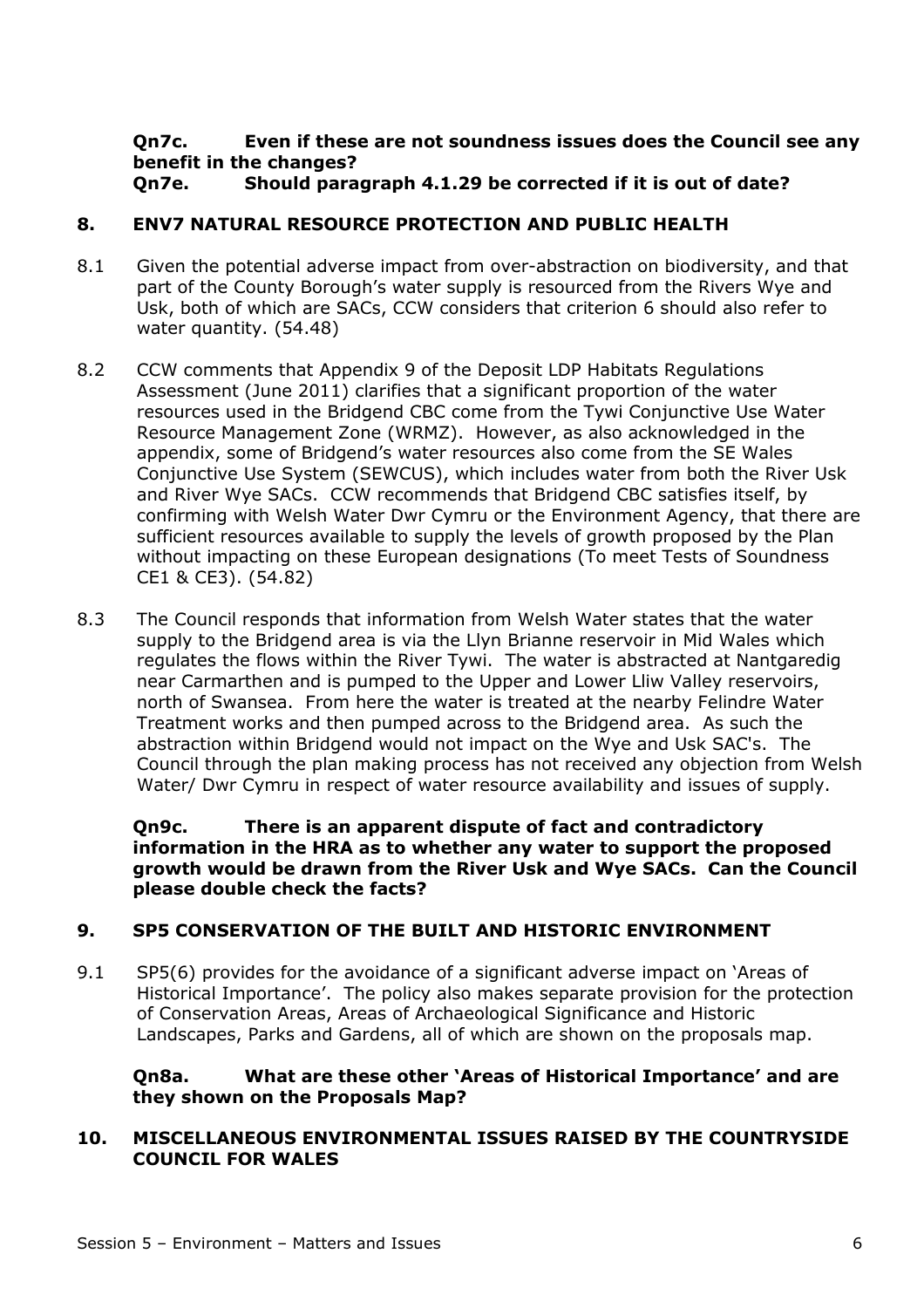**Qn7c. Even if these are not soundness issues does the Council see any benefit in the changes?**
**Qn7e. Should paragraph 4.1.29 be corrected if it is out of date?**

## 8. ENV7 NATURAL RESOURCE PROTECTION AND PUBLIC HEALTH

8.1 Given the potential adverse impact from over-abstraction on biodiversity, and that part of the County Borough's water supply is resourced from the Rivers Wye and Usk, both of which are SACs, CCW considers that criterion 6 should also refer to water quantity. (54.48)

8.2 CCW comments that Appendix 9 of the Deposit LDP Habitats Regulations Assessment (June 2011) clarifies that a significant proportion of the water resources used in the Bridgend CBC come from the Tywi Conjunctive Use Water Resource Management Zone (WRMZ). However, as also acknowledged in the appendix, some of Bridgend's water resources also come from the SE Wales Conjunctive Use System (SEWCUS), which includes water from both the River Usk and River Wye SACs. CCW recommends that Bridgend CBC satisfies itself, by confirming with Welsh Water Dwr Cymru or the Environment Agency, that there are sufficient resources available to supply the levels of growth proposed by the Plan without impacting on these European designations (To meet Tests of Soundness CE1 & CE3). (54.82)

8.3 The Council responds that information from Welsh Water states that the water supply to the Bridgend area is via the Llyn Brianne reservoir in Mid Wales which regulates the flows within the River Tywi. The water is abstracted at Nantgaredig near Carmarthen and is pumped to the Upper and Lower Lliw Valley reservoirs, north of Swansea. From here the water is treated at the nearby Felindre Water Treatment works and then pumped across to the Bridgend area. As such the abstraction within Bridgend would not impact on the Wye and Usk SAC's. The Council through the plan making process has not received any objection from Welsh Water/ Dwr Cymru in respect of water resource availability and issues of supply.

**Qn9c. There is an apparent dispute of fact and contradictory information in the HRA as to whether any water to support the proposed growth would be drawn from the River Usk and Wye SACs. Can the Council please double check the facts?**

## 9. SP5 CONSERVATION OF THE BUILT AND HISTORIC ENVIRONMENT

9.1 SP5(6) provides for the avoidance of a significant adverse impact on 'Areas of Historical Importance'. The policy also makes separate provision for the protection of Conservation Areas, Areas of Archaeological Significance and Historic Landscapes, Parks and Gardens, all of which are shown on the proposals map.

**Qn8a. What are these other 'Areas of Historical Importance' and are they shown on the Proposals Map?**

## 10. MISCELLANEOUS ENVIRONMENTAL ISSUES RAISED BY THE COUNTRYSIDE COUNCIL FOR WALES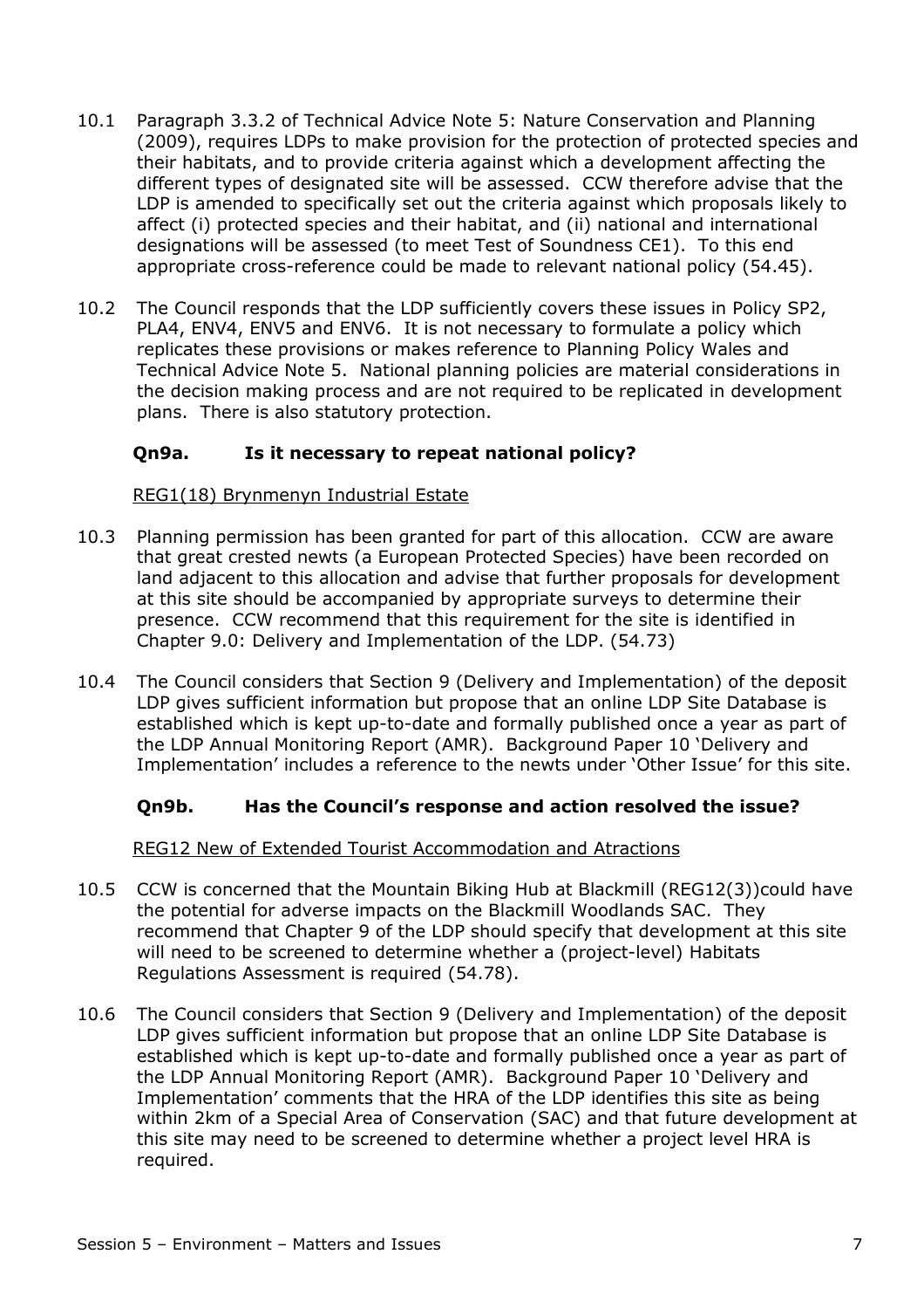10.1 Paragraph 3.3.2 of Technical Advice Note 5: Nature Conservation and Planning (2009), requires LDPs to make provision for the protection of protected species and their habitats, and to provide criteria against which a development affecting the different types of designated site will be assessed. CCW therefore advise that the LDP is amended to specifically set out the criteria against which proposals likely to affect (i) protected species and their habitat, and (ii) national and international designations will be assessed (to meet Test of Soundness CE1). To this end appropriate cross-reference could be made to relevant national policy (54.45).

10.2 The Council responds that the LDP sufficiently covers these issues in Policy SP2, PLA4, ENV4, ENV5 and ENV6. It is not necessary to formulate a policy which replicates these provisions or makes reference to Planning Policy Wales and Technical Advice Note 5. National planning policies are material considerations in the decision making process and are not required to be replicated in development plans. There is also statutory protection.

**Qn9a. Is it necessary to repeat national policy?**

REG1(18) Brynmenyn Industrial Estate

10.3 Planning permission has been granted for part of this allocation. CCW are aware that great crested newts (a European Protected Species) have been recorded on land adjacent to this allocation and advise that further proposals for development at this site should be accompanied by appropriate surveys to determine their presence. CCW recommend that this requirement for the site is identified in Chapter 9.0: Delivery and Implementation of the LDP. (54.73)

10.4 The Council considers that Section 9 (Delivery and Implementation) of the deposit LDP gives sufficient information but propose that an online LDP Site Database is established which is kept up-to-date and formally published once a year as part of the LDP Annual Monitoring Report (AMR). Background Paper 10 'Delivery and Implementation' includes a reference to the newts under 'Other Issue' for this site.

**Qn9b. Has the Council's response and action resolved the issue?**

REG12 New of Extended Tourist Accommodation and Atractions

10.5 CCW is concerned that the Mountain Biking Hub at Blackmill (REG12(3))could have the potential for adverse impacts on the Blackmill Woodlands SAC. They recommend that Chapter 9 of the LDP should specify that development at this site will need to be screened to determine whether a (project-level) Habitats Regulations Assessment is required (54.78).

10.6 The Council considers that Section 9 (Delivery and Implementation) of the deposit LDP gives sufficient information but propose that an online LDP Site Database is established which is kept up-to-date and formally published once a year as part of the LDP Annual Monitoring Report (AMR). Background Paper 10 'Delivery and Implementation' comments that the HRA of the LDP identifies this site as being within 2km of a Special Area of Conservation (SAC) and that future development at this site may need to be screened to determine whether a project level HRA is required.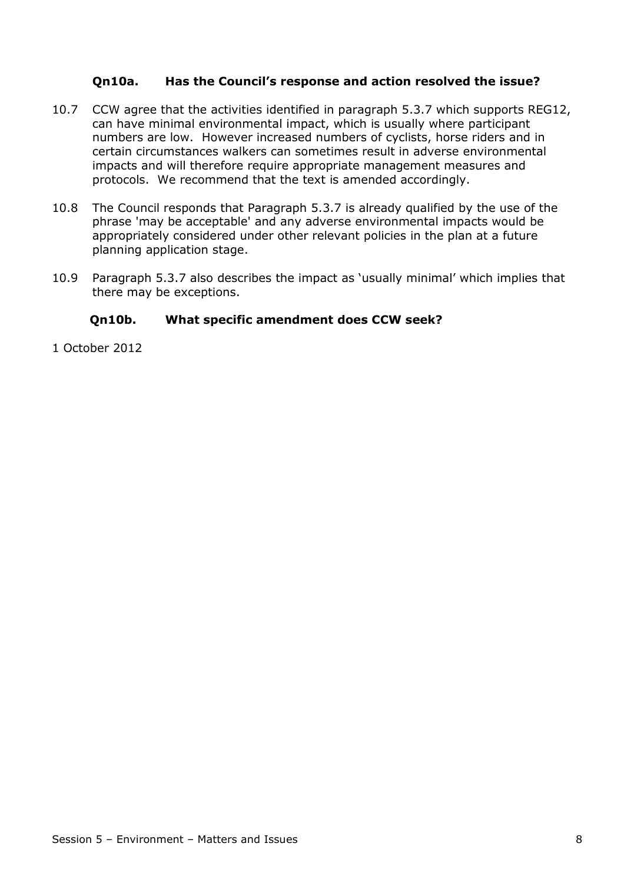**Qn10a. Has the Council's response and action resolved the issue?**

10.7 CCW agree that the activities identified in paragraph 5.3.7 which supports REG12, can have minimal environmental impact, which is usually where participant numbers are low. However increased numbers of cyclists, horse riders and in certain circumstances walkers can sometimes result in adverse environmental impacts and will therefore require appropriate management measures and protocols. We recommend that the text is amended accordingly.

10.8 The Council responds that Paragraph 5.3.7 is already qualified by the use of the phrase 'may be acceptable' and any adverse environmental impacts would be appropriately considered under other relevant policies in the plan at a future planning application stage.

10.9 Paragraph 5.3.7 also describes the impact as 'usually minimal' which implies that there may be exceptions.

**Qn10b. What specific amendment does CCW seek?**

1 October 2012